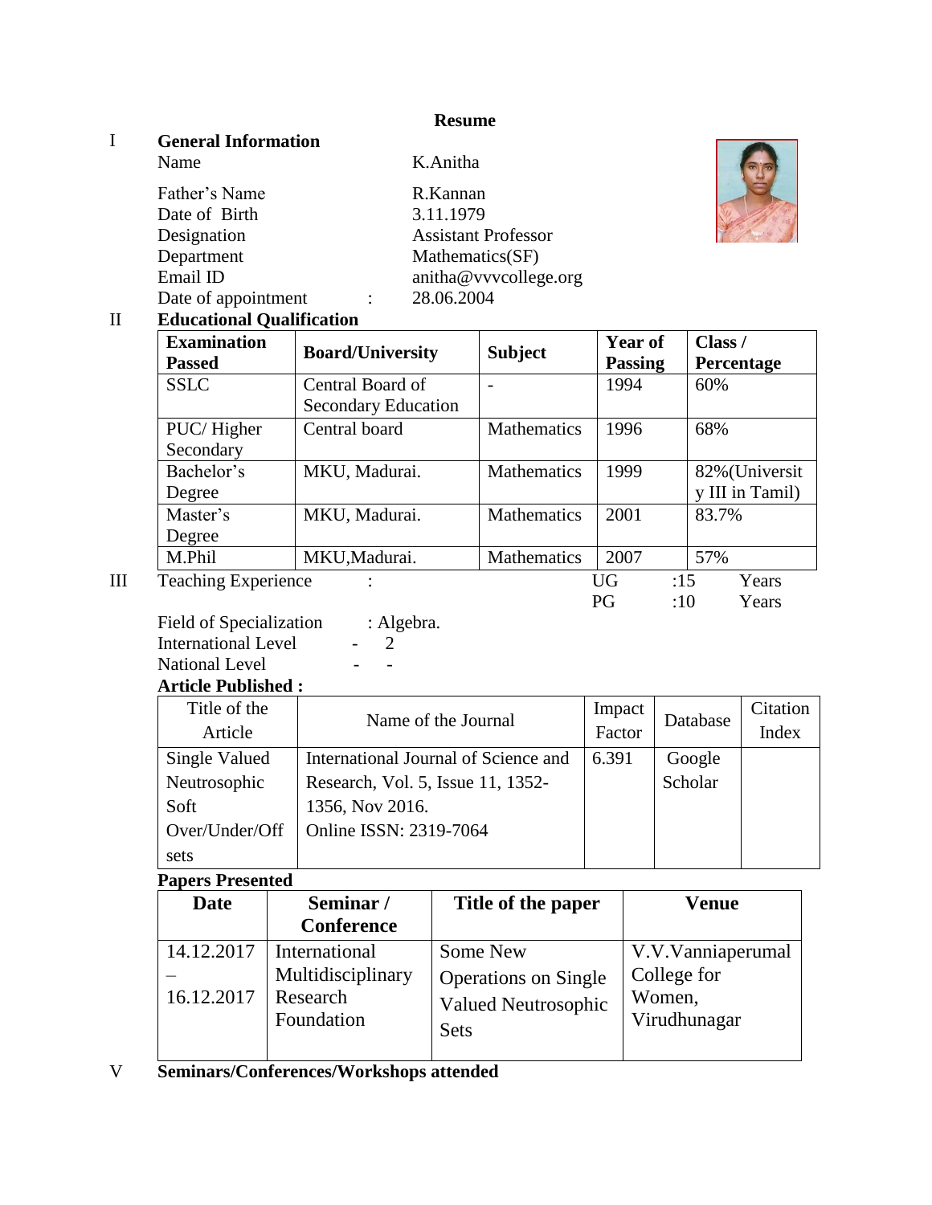# Resume

## I General Information

| | |
|---|---|
| Name | K.Anitha |
| Father's Name | R.Kannan |
| Date of Birth | 3.11.1979 |
| Designation | Assistant Professor |
| Department | Mathematics(SF) |
| Email ID | anitha@vvvcollege.org |
| Date of appointment : | 28.06.2004 |

## II Educational Qualification

| Examination Passed | Board/University | Subject | Year of Passing | Class / Percentage |
|---|---|---|---|---|
| SSLC | Central Board of Secondary Education | - | 1994 | 60% |
| PUC/ Higher Secondary | Central board | Mathematics | 1996 | 68% |
| Bachelor's Degree | MKU, Madurai. | Mathematics | 1999 | 82%(University III in Tamil) |
| Master's Degree | MKU, Madurai. | Mathematics | 2001 | 83.7% |
| M.Phil | MKU,Madurai. | Mathematics | 2007 | 57% |

## III Teaching Experience :

UG :15 Years
PG :10 Years

Field of Specialization : Algebra.

International Level - 2

National Level - -

**Article Published :**

| Title of the Article | Name of the Journal | Impact Factor | Database | Citation Index |
|---|---|---|---|---|
| Single Valued Neutrosophic Soft Over/Under/Off sets | International Journal of Science and Research, Vol. 5, Issue 11, 1352-1356, Nov 2016. Online ISSN: 2319-7064 | 6.391 | Google Scholar | |

**Papers Presented**

| Date | Seminar / Conference | Title of the paper | Venue |
|---|---|---|---|
| 14.12.2017 – 16.12.2017 | International Multidisciplinary Research Foundation | Some New Operations on Single Valued Neutrosophic Sets | V.V.Vanniaperumal College for Women, Virudhunagar |

## V Seminars/Conferences/Workshops attended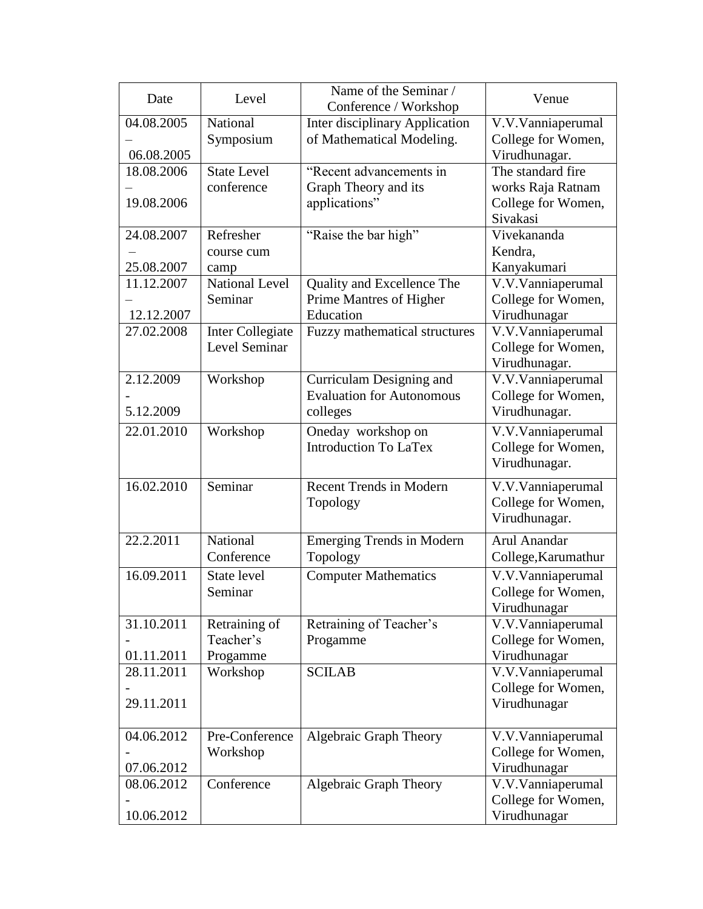| Date | Level | Name of the Seminar / Conference / Workshop | Venue |
|---|---|---|---|
| 04.08.2005 – 06.08.2005 | National Symposium | Inter disciplinary Application of Mathematical Modeling. | V.V.Vanniaperumal College for Women, Virudhunagar. |
| 18.08.2006 – 19.08.2006 | State Level conference | "Recent advancements in Graph Theory and its applications" | The standard fire works Raja Ratnam College for Women, Sivakasi |
| 24.08.2007 – 25.08.2007 | Refresher course cum camp | "Raise the bar high" | Vivekananda Kendra, Kanyakumari |
| 11.12.2007 – 12.12.2007 | National Level Seminar | Quality and Excellence The Prime Mantres of Higher Education | V.V.Vanniaperumal College for Women, Virudhunagar |
| 27.02.2008 | Inter Collegiate Level Seminar | Fuzzy mathematical structures | V.V.Vanniaperumal College for Women, Virudhunagar. |
| 2.12.2009 - 5.12.2009 | Workshop | Curriculam Designing and Evaluation for Autonomous colleges | V.V.Vanniaperumal College for Women, Virudhunagar. |
| 22.01.2010 | Workshop | Oneday workshop on Introduction To LaTex | V.V.Vanniaperumal College for Women, Virudhunagar. |
| 16.02.2010 | Seminar | Recent Trends in Modern Topology | V.V.Vanniaperumal College for Women, Virudhunagar. |
| 22.2.2011 | National Conference | Emerging Trends in Modern Topology | Arul Anandar College,Karumathur |
| 16.09.2011 | State level Seminar | Computer Mathematics | V.V.Vanniaperumal College for Women, Virudhunagar |
| 31.10.2011 - 01.11.2011 | Retraining of Teacher's Progamme | Retraining of Teacher's Progamme | V.V.Vanniaperumal College for Women, Virudhunagar |
| 28.11.2011 - 29.11.2011 | Workshop | SCILAB | V.V.Vanniaperumal College for Women, Virudhunagar |
| 04.06.2012 - 07.06.2012 | Pre-Conference Workshop | Algebraic Graph Theory | V.V.Vanniaperumal College for Women, Virudhunagar |
| 08.06.2012 - 10.06.2012 | Conference | Algebraic Graph Theory | V.V.Vanniaperumal College for Women, Virudhunagar |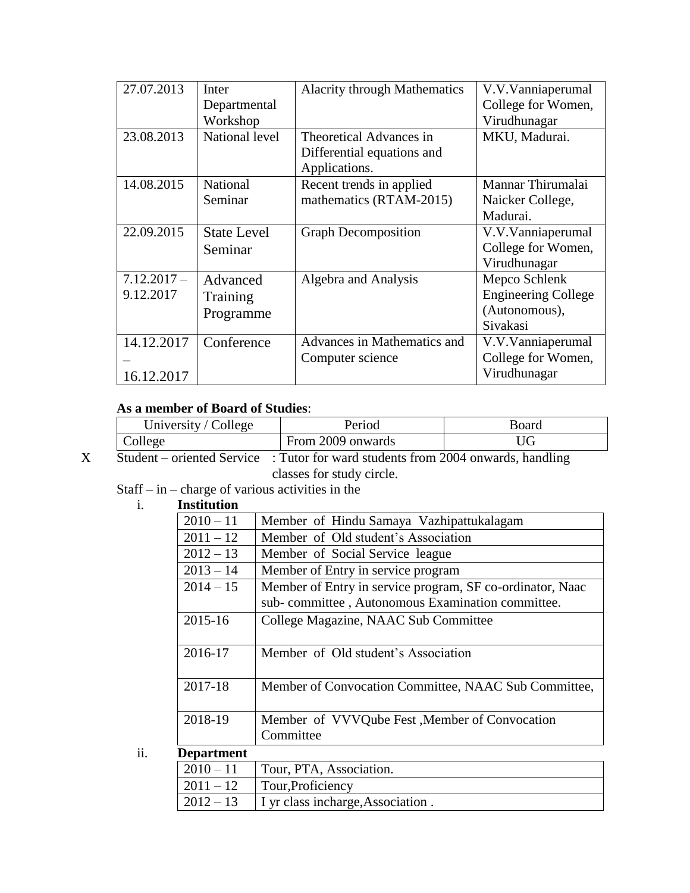| | | | |
|---|---|---|---|
| 27.07.2013 | Inter Departmental Workshop | Alacrity through Mathematics | V.V.Vanniaperumal College for Women, Virudhunagar |
| 23.08.2013 | National level | Theoretical Advances in Differential equations and Applications. | MKU, Madurai. |
| 14.08.2015 | National Seminar | Recent trends in applied mathematics (RTAM-2015) | Mannar Thirumalai Naicker College, Madurai. |
| 22.09.2015 | State Level Seminar | Graph Decomposition | V.V.Vanniaperumal College for Women, Virudhunagar |
| 7.12.2017 – 9.12.2017 | Advanced Training Programme | Algebra and Analysis | Mepco Schlenk Engineering College (Autonomous), Sivakasi |
| 14.12.2017 – 16.12.2017 | Conference | Advances in Mathematics and Computer science | V.V.Vanniaperumal College for Women, Virudhunagar |

**As a member of Board of Studies**:

| University / College | Period | Board |
|---|---|---|
| College | From 2009 onwards | UG |

X Student – oriented Service : Tutor for ward students from 2004 onwards, handling classes for study circle.

Staff – in – charge of various activities in the

i. **Institution**

| | |
|---|---|
| 2010 – 11 | Member of Hindu Samaya Vazhipattukalagam |
| 2011 – 12 | Member of Old student's Association |
| 2012 – 13 | Member of Social Service league |
| 2013 – 14 | Member of Entry in service program |
| 2014 – 15 | Member of Entry in service program, SF co-ordinator, Naac sub- committee , Autonomous Examination committee. |
| 2015-16 | College Magazine, NAAC Sub Committee |
| 2016-17 | Member of Old student's Association |
| 2017-18 | Member of Convocation Committee, NAAC Sub Committee, |
| 2018-19 | Member of VVVQube Fest ,Member of Convocation Committee |

ii. **Department**

| | |
|---|---|
| 2010 – 11 | Tour, PTA, Association. |
| 2011 – 12 | Tour,Proficiency |
| 2012 – 13 | I yr class incharge,Association . |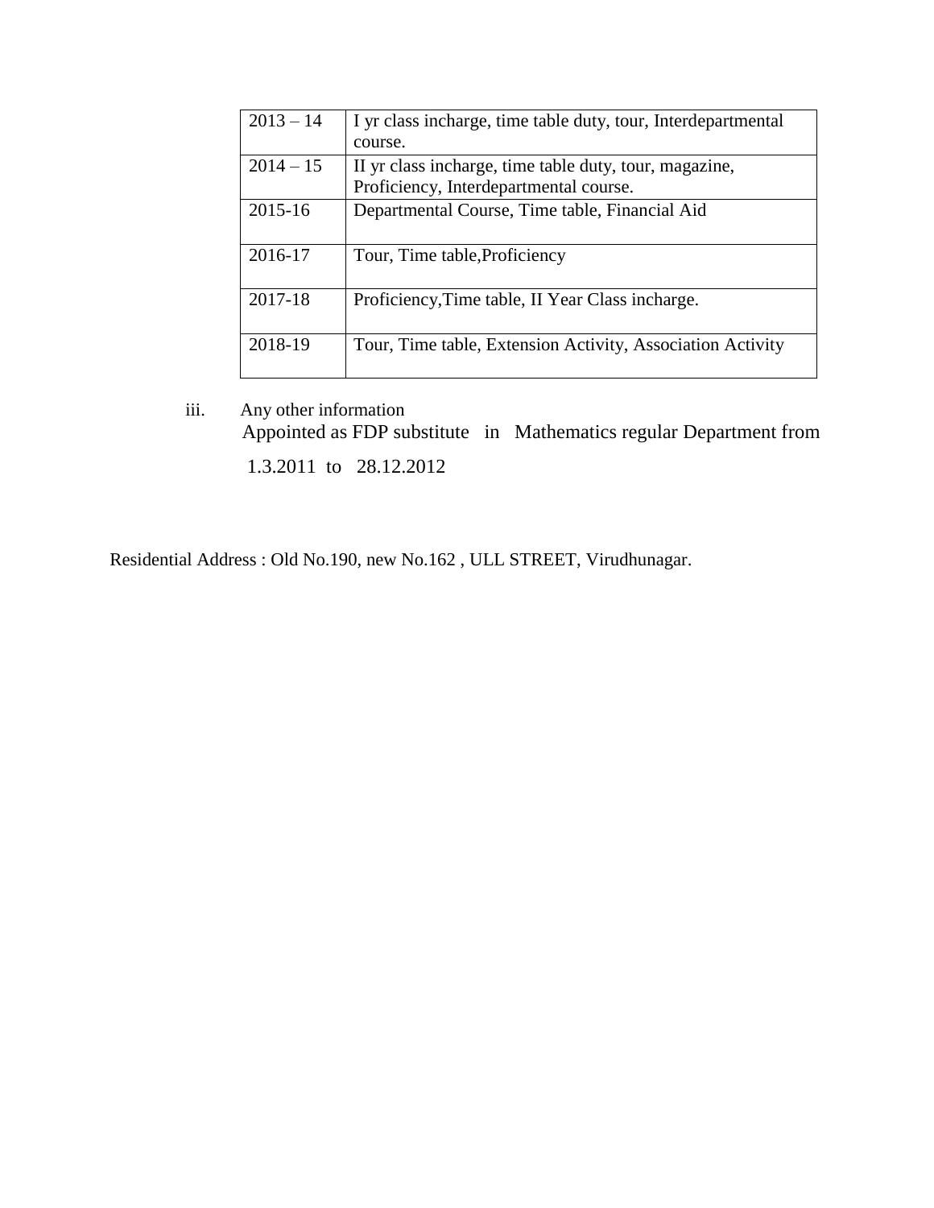| | |
|---|---|
| 2013 – 14 | I yr class incharge, time table duty, tour, Interdepartmental course. |
| 2014 – 15 | II yr class incharge, time table duty, tour, magazine, Proficiency, Interdepartmental course. |
| 2015-16 | Departmental Course, Time table, Financial Aid |
| 2016-17 | Tour, Time table,Proficiency |
| 2017-18 | Proficiency,Time table, II Year Class incharge. |
| 2018-19 | Tour, Time table, Extension Activity, Association Activity |

iii. Any other information

Appointed as FDP substitute in Mathematics regular Department from 1.3.2011 to 28.12.2012

Residential Address : Old No.190, new No.162 , ULL STREET, Virudhunagar.